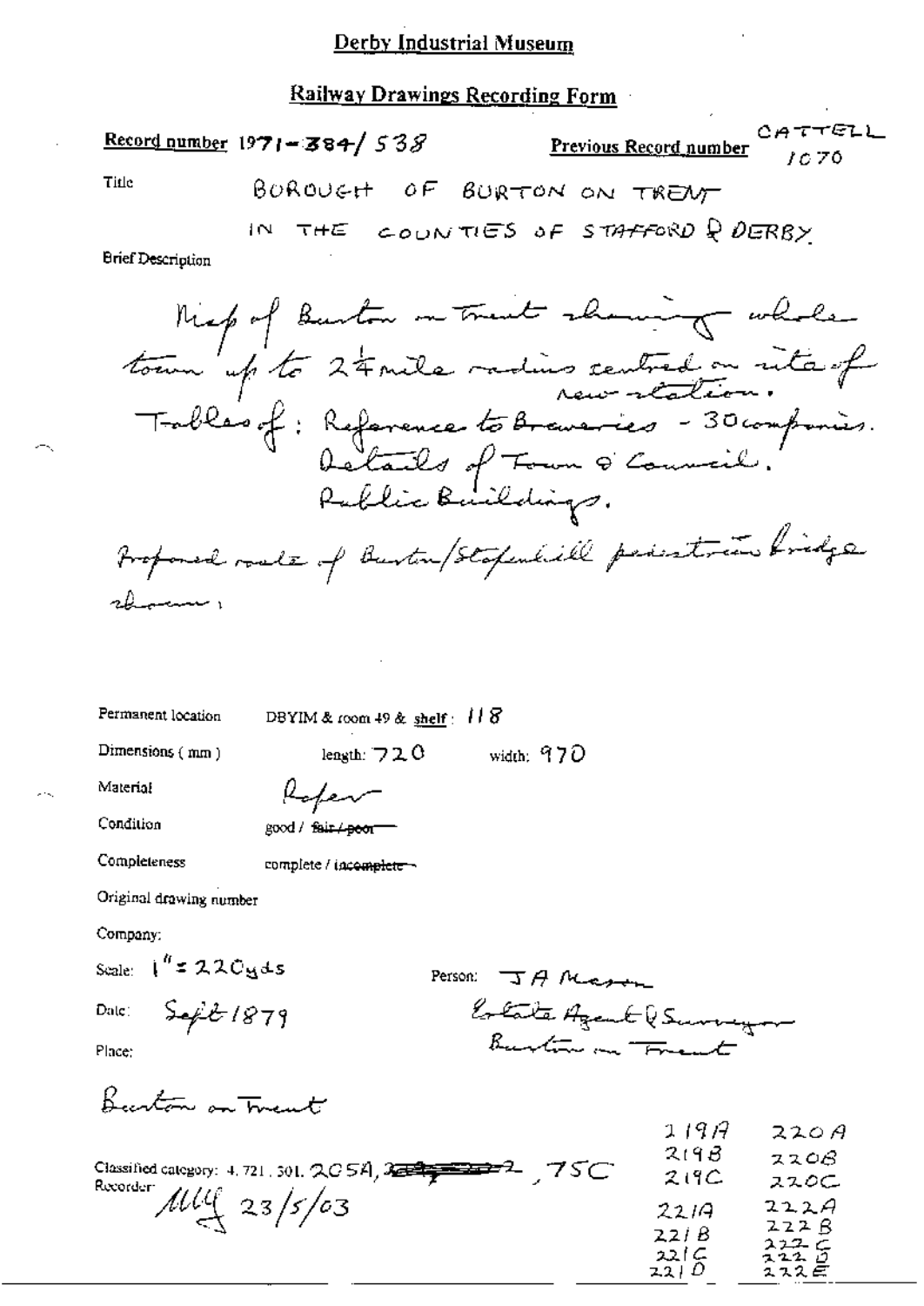# Derby Industrial Museum

## Railway Drawings Recording Form

**Record number** 1971-384/538 **Previous Record number** CATTELL 1070

**Title** BOROUGH OF BURTON ON TRENT IN THE COUNTIES OF STAFFORD & DERBY

**Brief Description**

Map of Burton on Trent showing whole town up to 2¼ mile radius centred on site of new station.
Tables of: Reference to Breweries - 30 companies.
Details of Town & Council.
Public Buildings.

Proposed route of Burton/Stapenhill pedestrian bridge shown.

**Permanent location** DBYIM & room 49 & shelf: 118

**Dimensions (mm)** length: 720 width: 970

**Material** Paper

**Condition** good / ~~fair / poor~~

**Completeness** complete / ~~incomplete~~

**Original drawing number**

**Company:**

**Scale:** 1" = 220 yds

**Person:** J A Mason
Estate Agent & Surveyor
Burton on Trent

**Date:** Sept 1879

**Place:**

Burton on Trent

**Classified category:** 4.721.301. 205A, ~~[struck through]~~, 75C

| | |
|---|---|
| 219A | 220A |
| 219B | 220B |
| 219C | 220C |
| 221A | 222A |
| 221B | 222B |
| 221C | 222C |
| 221D | 222D |
| | 222E |

**Recorder:** MLG 23/5/03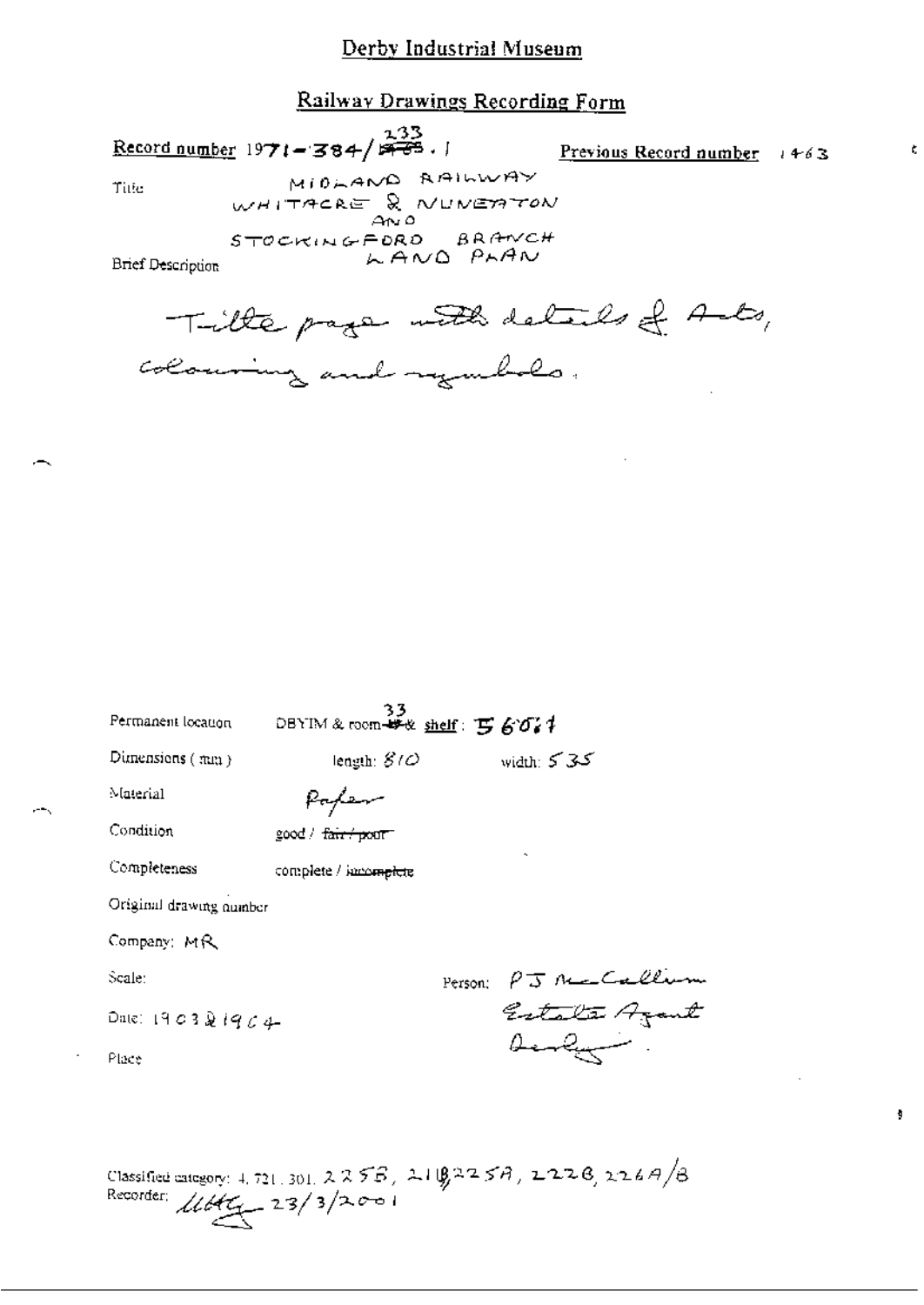# Derby Industrial Museum

## Railway Drawings Recording Form

**Record number** 1971-384/233.1

**Previous Record number** 1463

Title: MIDLAND RAILWAY
WHITACRE & NUNEATON
AND
STOCKINGFORD BRANCH
LAND PLAN

Brief Description

Title page with details of Acts, colouring and symbols.

Permanent location: DBYIM & room 33 & shelf: 5607

Dimensions (mm): length: 810 width: 535

Material: Paper

Condition: good / ~~fair / poor~~

Completeness: complete / ~~incomplete~~

Original drawing number

Company: MR

Scale:

Person: P J McCallum Estate Agent Derby.

Date: 1903 & 1904

Place

Classified category: 4.721.301. 225B, 21B, 225A, 222B, 226A/B

Recorder: 23/3/2001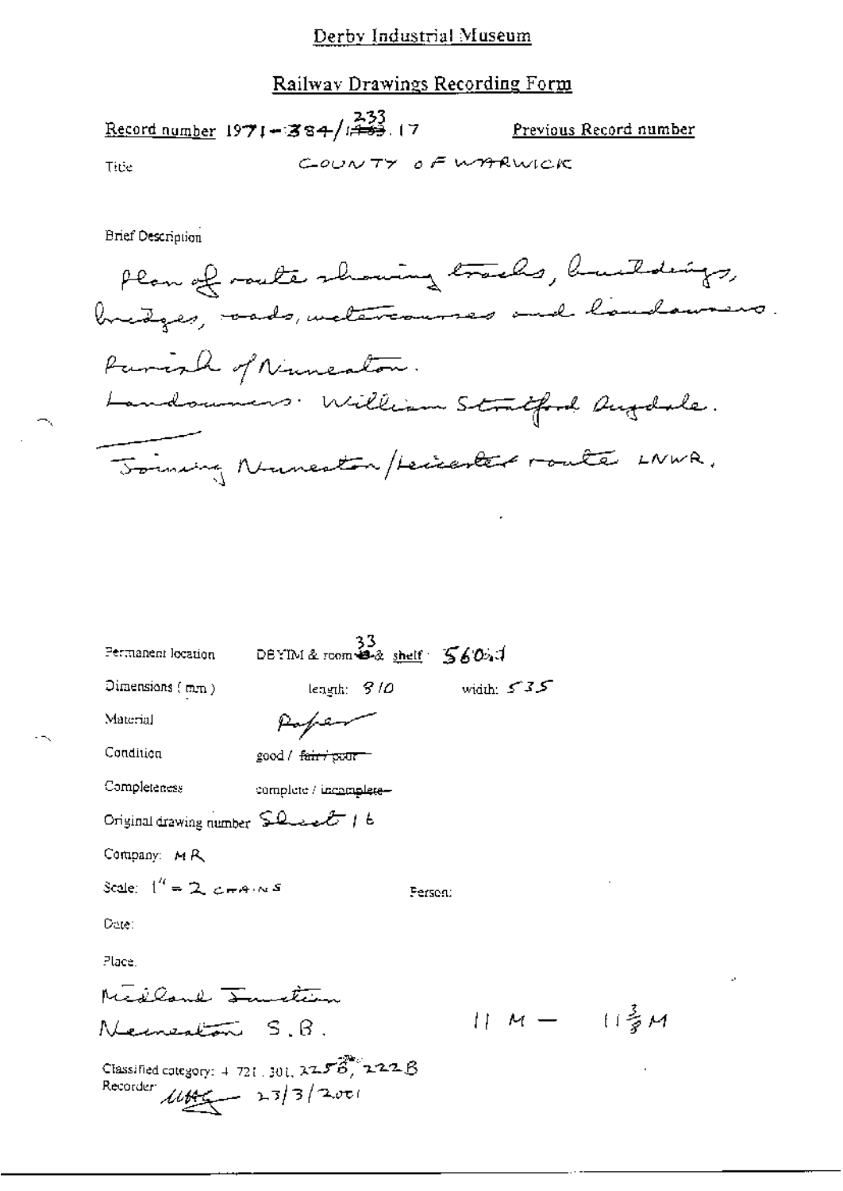# Derby Industrial Museum

## Railway Drawings Recording Form

Record number 1971-384/233.17 Previous Record number

Title COUNTY OF WARWICK

Brief Description

Plan of route showing tracks, buildings, bridges, roads, watercourses and landowners.

Parish of Nuneaton.

Landowners: William Stratford Dugdale.

Joining Nuneaton/Leicester route LNWR.

Permanent location DBYIM & room 33 & shelf: 560-1

Dimensions (mm) length: 810 width: 535

Material Paper

Condition good / ~~fair / poor~~

Completeness complete / ~~incomplete~~

Original drawing number Sheet 16

Company: MR

Scale: 1" = 2 CHAINS

Person:

Date:

Place:

Midland Junction

Nuneaton S.B.

11 M — $11\frac{3}{8}$ M

Classified category: 4.721.301, 2258, 222B

Recorder: [signature] 23/3/2001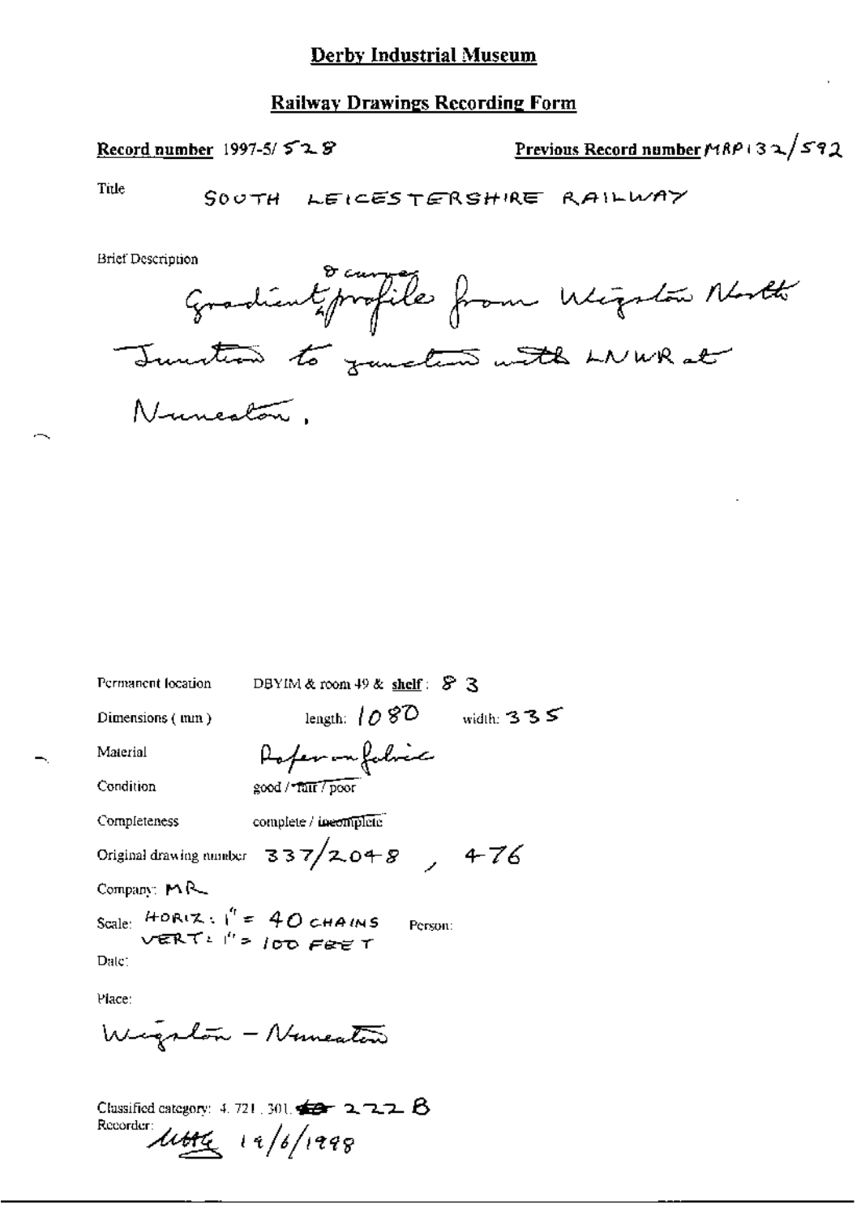# Derby Industrial Museum

## Railway Drawings Recording Form

**Record number** 1997-5/ 528

**Previous Record number** MRP132/592

Title: SOUTH LEICESTERSHIRE RAILWAY

Brief Description:

Gradient profile & curves from Wigston North Junction to junction with LNWR at Nuneaton.

Permanent location: DBYIM & room 49 & **shelf**: 83

Dimensions (mm): length: 1080 width: 335

Material: Paper on fabric

Condition: good / ~~fair~~ / poor

Completeness: complete / ~~incomplete~~

Original drawing number: 337/2048 , 476

Company: MR

Scale: HORIZ: 1" = 40 CHAINS
VERT: 1" = 100 FEET

Person:

Date:

Place:

Wigston – Nuneaton

Classified category: 4. 721. 301. ~~[illegible]~~ 222 B

Recorder: [signature] 19/6/1998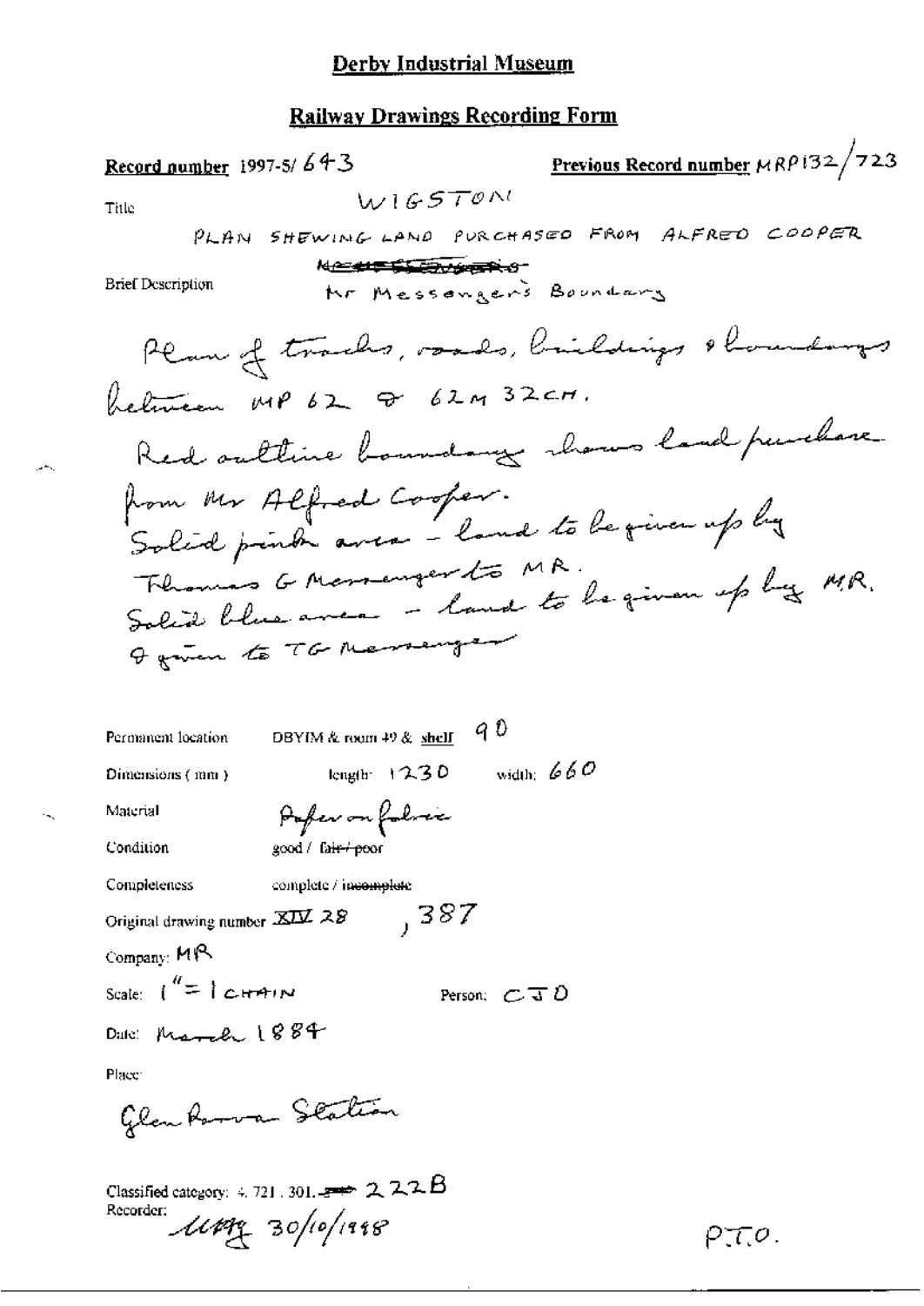# Derby Industrial Museum

## Railway Drawings Recording Form

**Record number** 1997-5/ 643 **Previous Record number** MRP132/723

Title: WIGSTON

PLAN SHEWING LAND PURCHASED FROM ALFRED COOPER

~~MESSENGERS~~

Brief Description: Mr Messenger's Boundary

Plan of tracks, roads, buildings & boundary between MP 62 & 62M 32CH.

Red outline boundary shows land purchase from Mr Alfred Cooper.

Solid pink area - land to be given up by Thomas G Messenger to MR.

Solid blue area - land to be given up by MR. & given to TG Messenger

Permanent location: DBYIM & room 49 & shelf 90

Dimensions (mm): length: 1230 width: 660

Material: Paper on fabric

Condition: good / ~~fair / poor~~

Completeness: complete / ~~incomplete~~

Original drawing number XIV 28, 387

Company: MR

Scale: 1" = 1 CHAIN

Person: CJD

Date: March 1884

Place:

Glen Parva Station

Classified category: 4. 721. 301. 222B

Recorder: UMY 30/10/1998

P.T.O.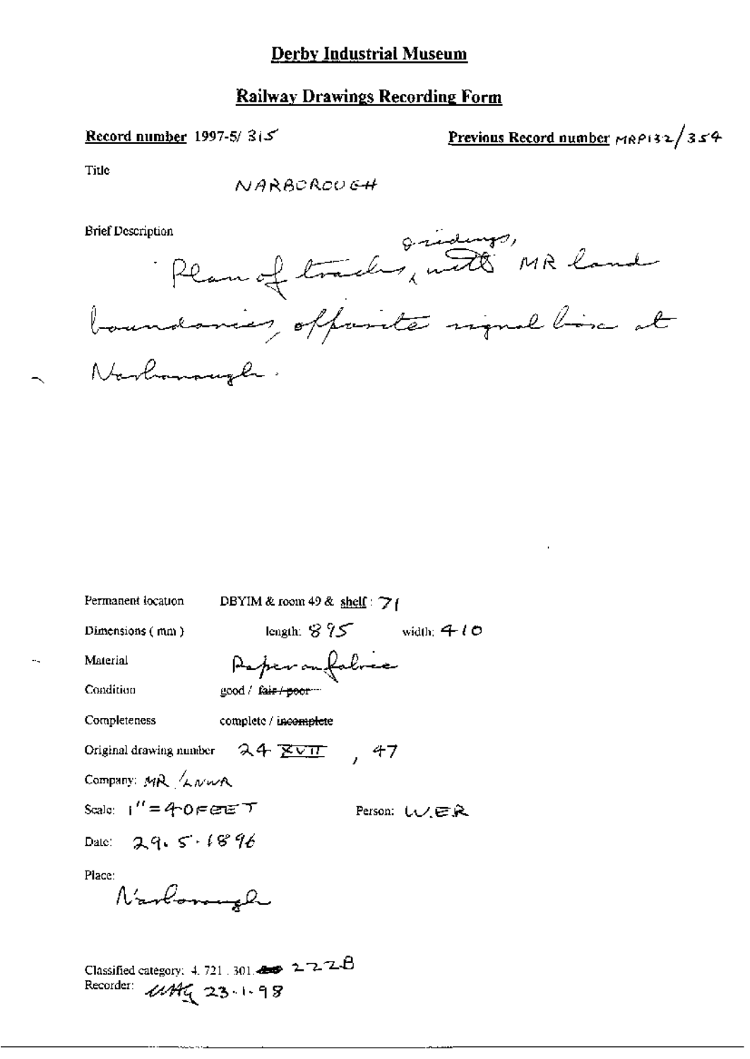# Derby Industrial Museum

## Railway Drawings Recording Form

**Record number** 1997-5/ 315

**Previous Record number** MRP132/354

Title

NARBOROUGH

Brief Description

Plan of tracks, sidings, with MR land boundaries, opposite signal box at Narborough.

Permanent location DBYIM & room 49 & shelf : 71

Dimensions (mm) length: 895 width: 410

Material Paper on fabric

Condition good / ~~fair / poor~~

Completeness complete / ~~incomplete~~

Original drawing number 24 XVII , 47

Company: MR / LNWR

Scale: 1" = 40FEET

Person: W.E.R

Date: 29.5.1896

Place:

Narborough

Classified category: 4. 721. 301. 222B

Recorder: MAG 23.1.98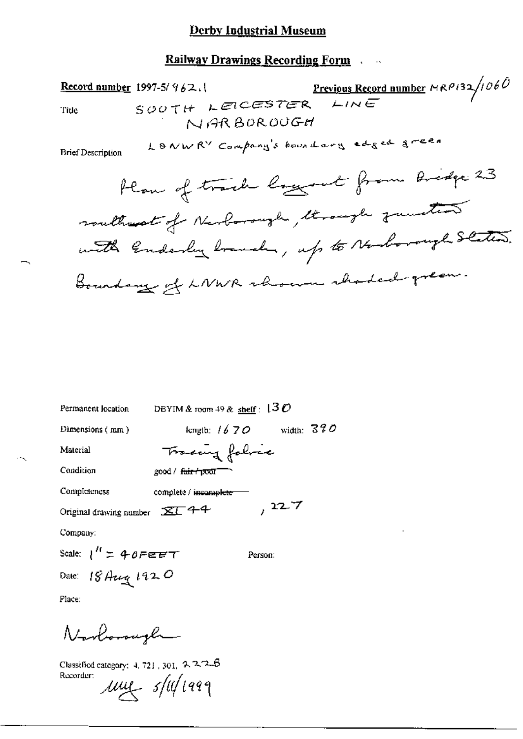# Derby Industrial Museum

## Railway Drawings Recording Form

**Record number** 1997-5/962.1

**Previous Record number** MRP132/1060

Title: SOUTH LEICESTER LINE NARBOROUGH

Brief Description: LONWR^Y Company's boundary edged green

Plan of track layout from Bridge 23 southeast of Narborough, through junction with Enderby branch, up to Narborough Station. Boundary of LNWR shown shaded green.

Permanent location: DBYIM & room 49 & shelf: 130

Dimensions (mm): length: 1670 width: 390

Material: Tracing fabric

Condition: good / ~~fair / poor~~

Completeness: complete / ~~incomplete~~

Original drawing number: XI 44, 227

Company:

Scale: 1" = 40FEET

Person:

Date: 18 Aug 1920

Place:

Narborough

Classified category: 4, 721, 301, 222B

Recorder: mg 5/11/1999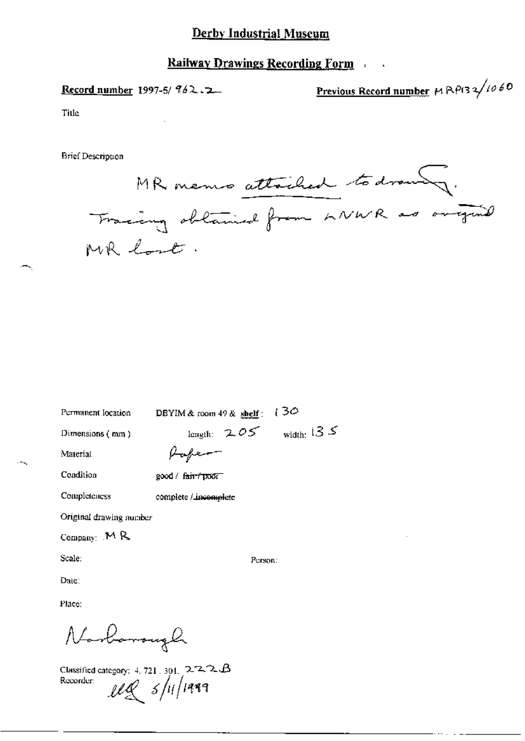# Derby Industrial Museum

## Railway Drawings Recording Form

**Record number** 1997-5/ 962.2

**Previous Record number** MRP132/1060

Title

Brief Description

MR memo attached to drawing. Tracing obtained from LNWR as original MR lost.

Permanent location DBYIM & room 49 & **shelf**: 130

Dimensions (mm) length: 205 width: 135

Material Paper

Condition good / ~~fair / poor~~

Completeness complete / ~~incomplete~~

Original drawing number

Company: MR

Scale:

Person:

Date:

Place:

Narborough

Classified category: 4. 721. 301. 222.B

Recorder: ub 5/11/1999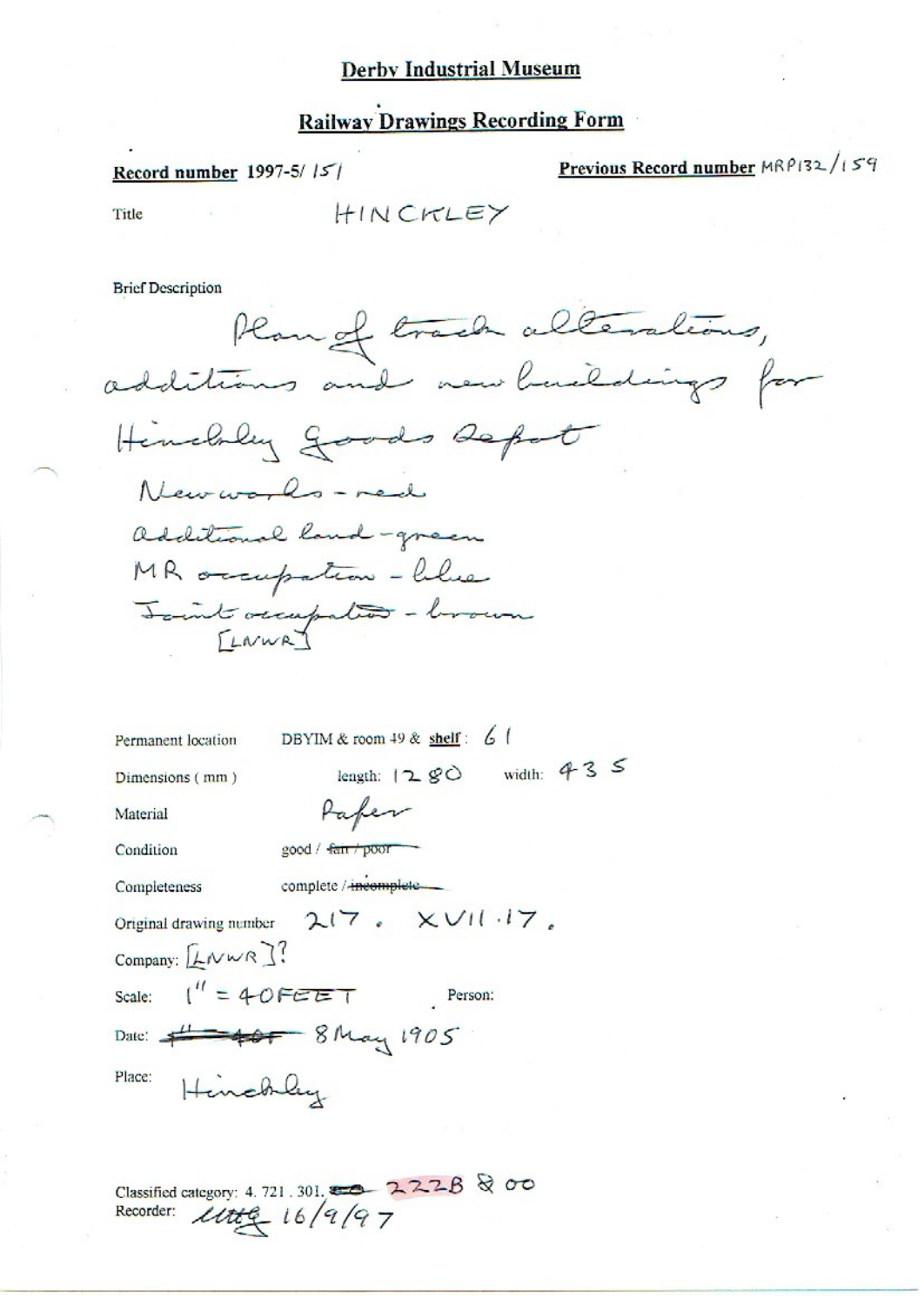# Derby Industrial Museum

## Railway Drawings Recording Form

**Record number** 1997-5/ 151

**Previous Record number** MRP132/159

Title HINCKLEY

Brief Description

Plan of track alterations, additions and new buildings for Hinckley Goods Depot

New works - red

Additional land - green

MR occupation - blue

Joint occupation - brown [LNWR]

Permanent location DBYIM & room 49 & **shelf**: 61

Dimensions ( mm ) length: 1280 width: 435

Material Paper

Condition good / ~~fair / poor~~

Completeness complete / ~~incomplete~~

Original drawing number 217. XVII.17.

Company: [LNWR]?

Scale: 1" = 40FEET Person:

Date: ~~1" = 40F~~ 8 May 1905

Place: Hinckley

Classified category: 4. 721 . 301. ~~00~~ 222B & 00

Recorder: lltt 16/9/97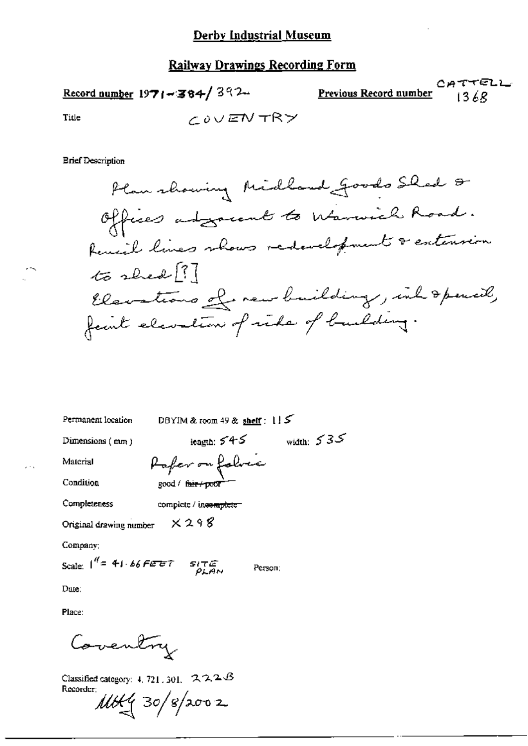# Derby Industrial Museum

## Railway Drawings Recording Form

**Record number** 1971-384/392

**Previous Record number** CATTELL 1368

Title COVENTRY

Brief Description

Plan showing Midland Goods Shed & Offices adjacent to Warwick Road. Pencil lines shows redevelopment & extension to shed [?]
Elevations of new building, ink & pencil, faint elevation of side of building.

Permanent location DBYIM & room 49 & **shelf**: 115

Dimensions (mm) length: 545 width: 535

Material Paper on fabric

Condition good / ~~fair / poor~~

Completeness complete / ~~incomplete~~

Original drawing number X298

Company:

Scale: 1" = 41.66 FEET SITE PLAN Person:

Date:

Place:

Coventry

Classified category: 4.721.301. 222B

Recorder: MBG 30/8/2002